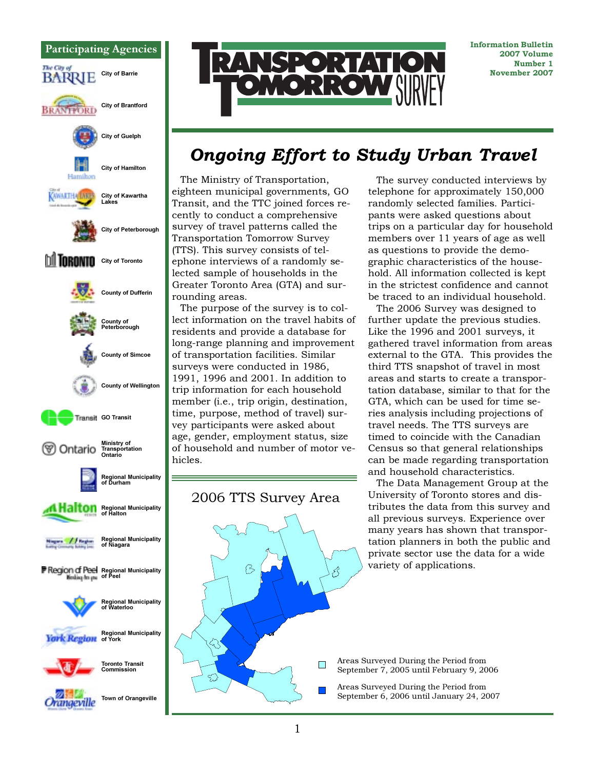## Participating Agencies

- City of Barrie
- City of Brantford
- City of Guelph
- City of Hamilton
- City of Kawartha Lakes
- City of Peterborough
- City of Toronto
- County of Dufferin
- County of Peterborough
- County of Simcoe
- County of Wellington
- GO Transit
- Ministry of Transportation Ontario
- Regional Municipality of Durham
- Regional Municipality of Halton
- Regional Municipality of Niagara
- Regional Municipality of Peel
- Regional Municipality of Waterloo
- Regional Municipality of York
- Toronto Transit Commission
- Town of Orangeville

# TRANSPORTATION TOMORROW SURVEY

**Information Bulletin**
**2007 Volume**
**Number 1**
**November 2007**

## *Ongoing Effort to Study Urban Travel*

The Ministry of Transportation, eighteen municipal governments, GO Transit, and the TTC joined forces recently to conduct a comprehensive survey of travel patterns called the Transportation Tomorrow Survey (TTS). This survey consists of telephone interviews of a randomly selected sample of households in the Greater Toronto Area (GTA) and surrounding areas.

The purpose of the survey is to collect information on the travel habits of residents and provide a database for long-range planning and improvement of transportation facilities. Similar surveys were conducted in 1986, 1991, 1996 and 2001. In addition to trip information for each household member (i.e., trip origin, destination, time, purpose, method of travel) survey participants were asked about age, gender, employment status, size of household and number of motor vehicles.

The survey conducted interviews by telephone for approximately 150,000 randomly selected families. Participants were asked questions about trips on a particular day for household members over 11 years of age as well as questions to provide the demographic characteristics of the household. All information collected is kept in the strictest confidence and cannot be traced to an individual household.

The 2006 Survey was designed to further update the previous studies. Like the 1996 and 2001 surveys, it gathered travel information from areas external to the GTA. This provides the third TTS snapshot of travel in most areas and starts to create a transportation database, similar to that for the GTA, which can be used for time series analysis including projections of travel needs. The TTS surveys are timed to coincide with the Canadian Census so that general relationships can be made regarding transportation and household characteristics.

The Data Management Group at the University of Toronto stores and distributes the data from this survey and all previous surveys. Experience over many years has shown that transportation planners in both the public and private sector use the data for a wide variety of applications.

### 2006 TTS Survey Area

- Areas Surveyed During the Period from September 7, 2005 until February 9, 2006
- Areas Surveyed During the Period from September 6, 2006 until January 24, 2007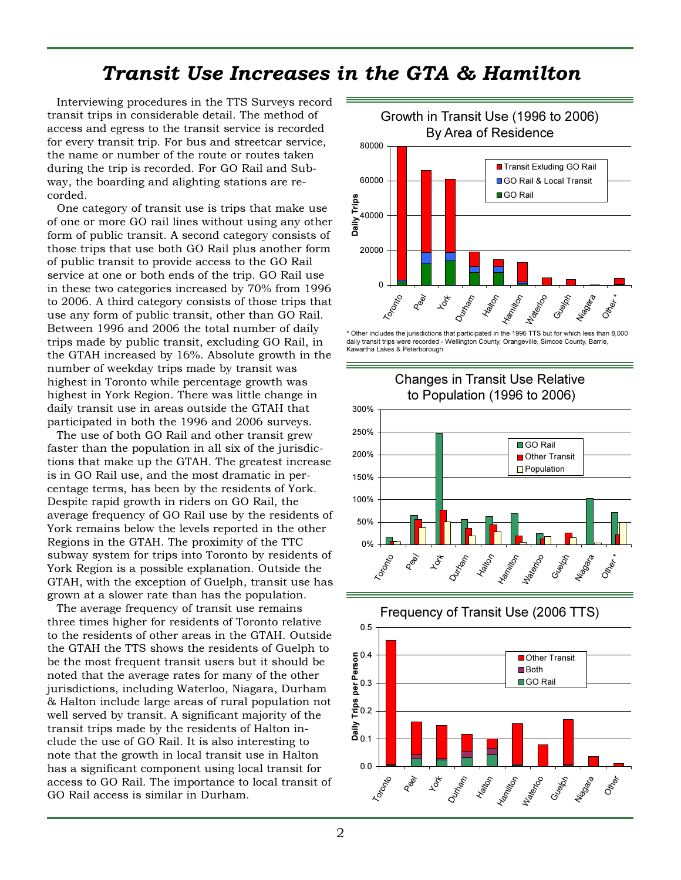# Transit Use Increases in the GTA & Hamilton

Interviewing procedures in the TTS Surveys record transit trips in considerable detail. The method of access and egress to the transit service is recorded for every transit trip. For bus and streetcar service, the name or number of the route or routes taken during the trip is recorded. For GO Rail and Subway, the boarding and alighting stations are recorded.

One category of transit use is trips that make use of one or more GO rail lines without using any other form of public transit. A second category consists of those trips that use both GO Rail plus another form of public transit to provide access to the GO Rail service at one or both ends of the trip. GO Rail use in these two categories increased by 70% from 1996 to 2006. A third category consists of those trips that use any form of public transit, other than GO Rail. Between 1996 and 2006 the total number of daily trips made by public transit, excluding GO Rail, in the GTAH increased by 16%. Absolute growth in the number of weekday trips made by transit was highest in Toronto while percentage growth was highest in York Region. There was little change in daily transit use in areas outside the GTAH that participated in both the 1996 and 2006 surveys.

The use of both GO Rail and other transit grew faster than the population in all six of the jurisdictions that make up the GTAH. The greatest increase is in GO Rail use, and the most dramatic in percentage terms, has been by the residents of York. Despite rapid growth in riders on GO Rail, the average frequency of GO Rail use by the residents of York remains below the levels reported in the other Regions in the GTAH. The proximity of the TTC subway system for trips into Toronto by residents of York Region is a possible explanation. Outside the GTAH, with the exception of Guelph, transit use has grown at a slower rate than has the population.

The average frequency of transit use remains three times higher for residents of Toronto relative to the residents of other areas in the GTAH. Outside the GTAH the TTS shows the residents of Guelph to be the most frequent transit users but it should be noted that the average rates for many of the other jurisdictions, including Waterloo, Niagara, Durham & Halton include large areas of rural population not well served by transit. A significant majority of the transit trips made by the residents of Halton include the use of GO Rail. It is also interesting to note that the growth in local transit use in Halton has a significant component using local transit for access to GO Rail. The importance to local transit of GO Rail access is similar in Durham.

**Growth in Transit Use (1996 to 2006) By Area of Residence**

\* Other includes the jurisdictions that participated in the 1996 TTS but for which less than 8,000 daily transit trips were recorded - Wellington County, Orangeville, Simcoe County, Barrie, Kawartha Lakes & Peterborough

**Changes in Transit Use Relative to Population (1996 to 2006)**

**Frequency of Transit Use (2006 TTS)**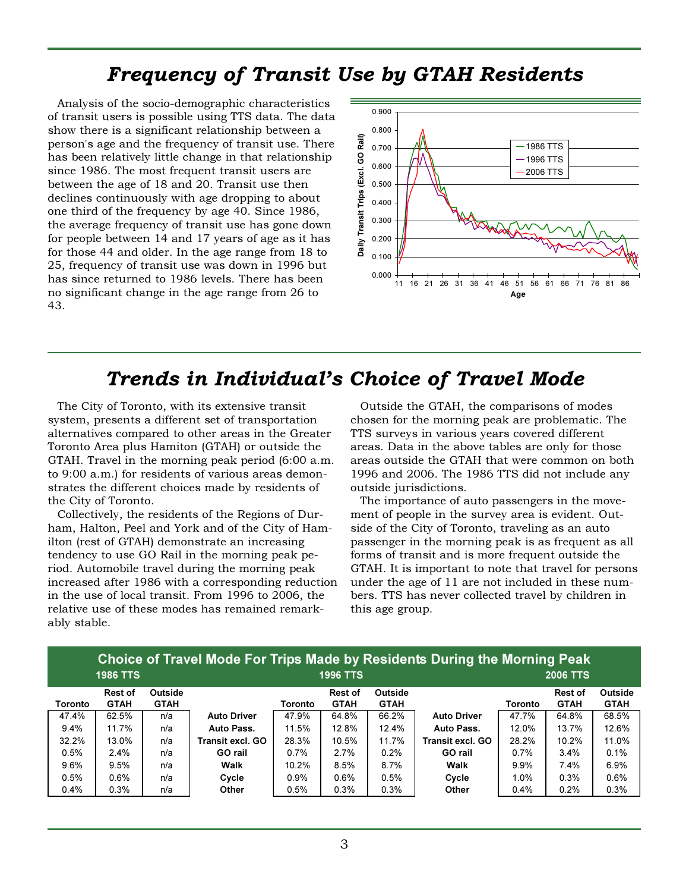# Frequency of Transit Use by GTAH Residents

Analysis of the socio-demographic characteristics of transit users is possible using TTS data. The data show there is a significant relationship between a person's age and the frequency of transit use. There has been relatively little change in that relationship since 1986. The most frequent transit users are between the age of 18 and 20. Transit use then declines continuously with age dropping to about one third of the frequency by age 40. Since 1986, the average frequency of transit use has gone down for people between 14 and 17 years of age as it has for those 44 and older. In the age range from 18 to 25, frequency of transit use was down in 1996 but has since returned to 1986 levels. There has been no significant change in the age range from 26 to 43.

# Trends in Individual's Choice of Travel Mode

The City of Toronto, with its extensive transit system, presents a different set of transportation alternatives compared to other areas in the Greater Toronto Area plus Hamiton (GTAH) or outside the GTAH. Travel in the morning peak period (6:00 a.m. to 9:00 a.m.) for residents of various areas demonstrates the different choices made by residents of the City of Toronto.

Collectively, the residents of the Regions of Durham, Halton, Peel and York and of the City of Hamilton (rest of GTAH) demonstrate an increasing tendency to use GO Rail in the morning peak period. Automobile travel during the morning peak increased after 1986 with a corresponding reduction in the use of local transit. From 1996 to 2006, the relative use of these modes has remained remarkably stable.

Outside the GTAH, the comparisons of modes chosen for the morning peak are problematic. The TTS surveys in various years covered different areas. Data in the above tables are only for those areas outside the GTAH that were common on both 1996 and 2006. The 1986 TTS did not include any outside jurisdictions.

The importance of auto passengers in the movement of people in the survey area is evident. Outside of the City of Toronto, traveling as an auto passenger in the morning peak is as frequent as all forms of transit and is more frequent outside the GTAH. It is important to note that travel for persons under the age of 11 are not included in these numbers. TTS has never collected travel by children in this age group.

**Choice of Travel Mode For Trips Made by Residents During the Morning Peak**

| Mode | 1986 TTS Toronto | 1986 TTS Rest of GTAH | 1986 TTS Outside GTAH | 1996 TTS Toronto | 1996 TTS Rest of GTAH | 1996 TTS Outside GTAH | 2006 TTS Toronto | 2006 TTS Rest of GTAH | 2006 TTS Outside GTAH |
|---|---|---|---|---|---|---|---|---|---|
| Auto Driver | 47.4% | 62.5% | n/a | 47.9% | 64.8% | 66.2% | 47.7% | 64.8% | 68.5% |
| Auto Pass. | 9.4% | 11.7% | n/a | 11.5% | 12.8% | 12.4% | 12.0% | 13.7% | 12.6% |
| Transit excl. GO | 32.2% | 13.0% | n/a | 28.3% | 10.5% | 11.7% | 28.2% | 10.2% | 11.0% |
| GO rail | 0.5% | 2.4% | n/a | 0.7% | 2.7% | 0.2% | 0.7% | 3.4% | 0.1% |
| Walk | 9.6% | 9.5% | n/a | 10.2% | 8.5% | 8.7% | 9.9% | 7.4% | 6.9% |
| Cycle | 0.5% | 0.6% | n/a | 0.9% | 0.6% | 0.5% | 1.0% | 0.3% | 0.6% |
| Other | 0.4% | 0.3% | n/a | 0.5% | 0.3% | 0.3% | 0.4% | 0.2% | 0.3% |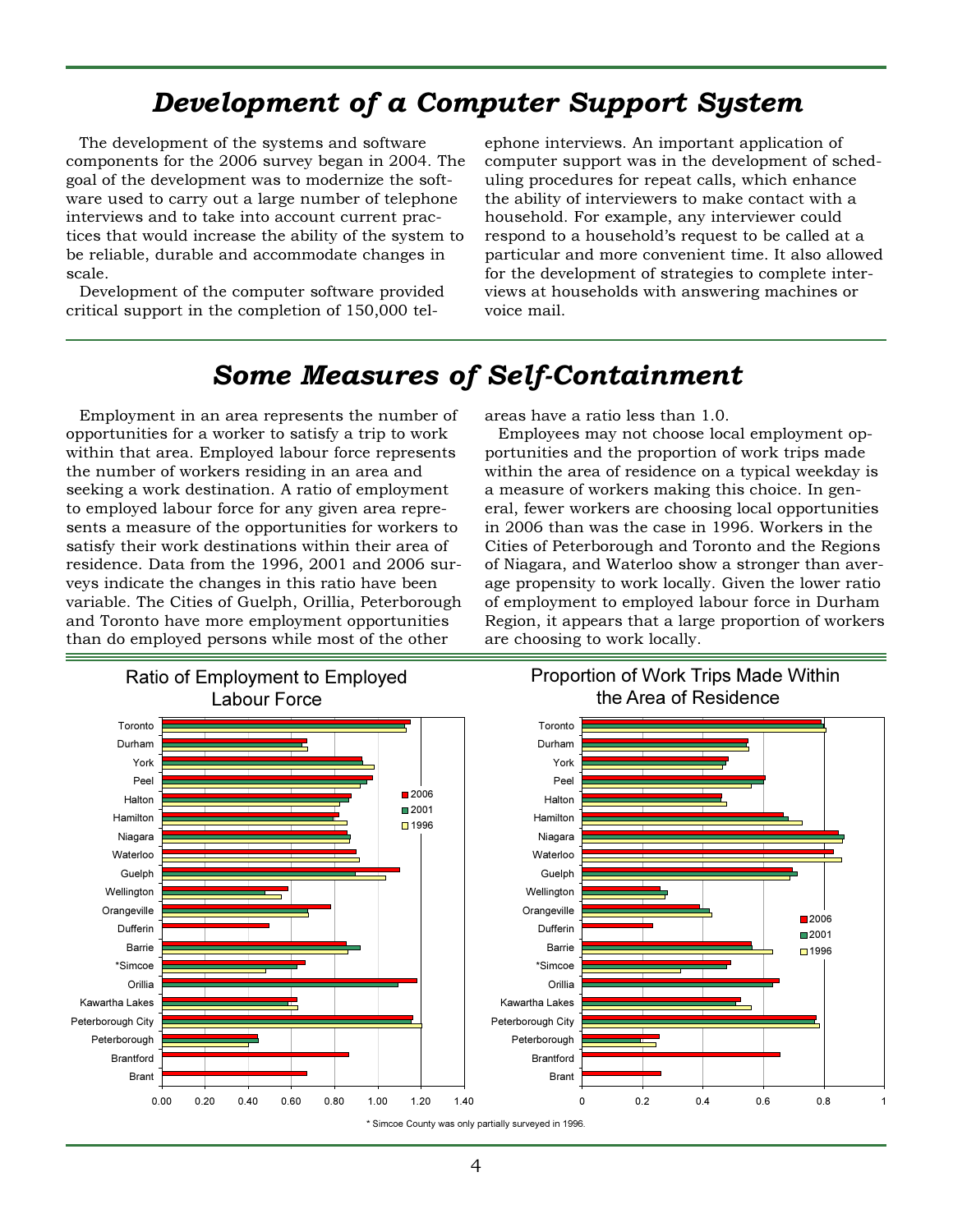# Development of a Computer Support System

The development of the systems and software components for the 2006 survey began in 2004. The goal of the development was to modernize the software used to carry out a large number of telephone interviews and to take into account current practices that would increase the ability of the system to be reliable, durable and accommodate changes in scale.

Development of the computer software provided critical support in the completion of 150,000 telephone interviews. An important application of computer support was in the development of scheduling procedures for repeat calls, which enhance the ability of interviewers to make contact with a household. For example, any interviewer could respond to a household's request to be called at a particular and more convenient time. It also allowed for the development of strategies to complete interviews at households with answering machines or voice mail.

# Some Measures of Self-Containment

Employment in an area represents the number of opportunities for a worker to satisfy a trip to work within that area. Employed labour force represents the number of workers residing in an area and seeking a work destination. A ratio of employment to employed labour force for any given area represents a measure of the opportunities for workers to satisfy their work destinations within their area of residence. Data from the 1996, 2001 and 2006 surveys indicate the changes in this ratio have been variable. The Cities of Guelph, Orillia, Peterborough and Toronto have more employment opportunities than do employed persons while most of the other areas have a ratio less than 1.0.

Employees may not choose local employment opportunities and the proportion of work trips made within the area of residence on a typical weekday is a measure of workers making this choice. In general, fewer workers are choosing local opportunities in 2006 than was the case in 1996. Workers in the Cities of Peterborough and Toronto and the Regions of Niagara, and Waterloo show a stronger than average propensity to work locally. Given the lower ratio of employment to employed labour force in Durham Region, it appears that a large proportion of workers are choosing to work locally.

**Ratio of Employment to Employed Labour Force**

**Proportion of Work Trips Made Within the Area of Residence**

\* Simcoe County was only partially surveyed in 1996.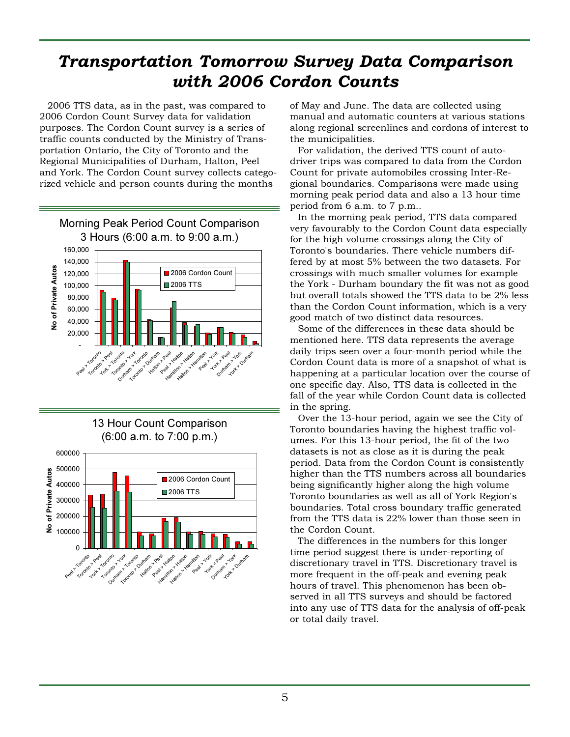# *Transportation Tomorrow Survey Data Comparison with 2006 Cordon Counts*

2006 TTS data, as in the past, was compared to 2006 Cordon Count Survey data for validation purposes. The Cordon Count survey is a series of traffic counts conducted by the Ministry of Transportation Ontario, the City of Toronto and the Regional Municipalities of Durham, Halton, Peel and York. The Cordon Count survey collects categorized vehicle and person counts during the months of May and June. The data are collected using manual and automatic counters at various stations along regional screenlines and cordons of interest to the municipalities.

For validation, the derived TTS count of auto-driver trips was compared to data from the Cordon Count for private automobiles crossing Inter-Regional boundaries. Comparisons were made using morning peak period data and also a 13 hour time period from 6 a.m. to 7 p.m..

In the morning peak period, TTS data compared very favourably to the Cordon Count data especially for the high volume crossings along the City of Toronto's boundaries. There vehicle numbers differed by at most 5% between the two datasets. For crossings with much smaller volumes for example the York - Durham boundary the fit was not as good but overall totals showed the TTS data to be 2% less than the Cordon Count information, which is a very good match of two distinct data resources.

Some of the differences in these data should be mentioned here. TTS data represents the average daily trips seen over a four-month period while the Cordon Count data is more of a snapshot of what is happening at a particular location over the course of one specific day. Also, TTS data is collected in the fall of the year while Cordon Count data is collected in the spring.

Over the 13-hour period, again we see the City of Toronto boundaries having the highest traffic volumes. For this 13-hour period, the fit of the two datasets is not as close as it is during the peak period. Data from the Cordon Count is consistently higher than the TTS numbers across all boundaries being significantly higher along the high volume Toronto boundaries as well as all of York Region's boundaries. Total cross boundary traffic generated from the TTS data is 22% lower than those seen in the Cordon Count.

The differences in the numbers for this longer time period suggest there is under-reporting of discretionary travel in TTS. Discretionary travel is more frequent in the off-peak and evening peak hours of travel. This phenomenon has been observed in all TTS surveys and should be factored into any use of TTS data for the analysis of off-peak or total daily travel.

Morning Peak Period Count Comparison
3 Hours (6:00 a.m. to 9:00 a.m.)

13 Hour Count Comparison
(6:00 a.m. to 7:00 p.m.)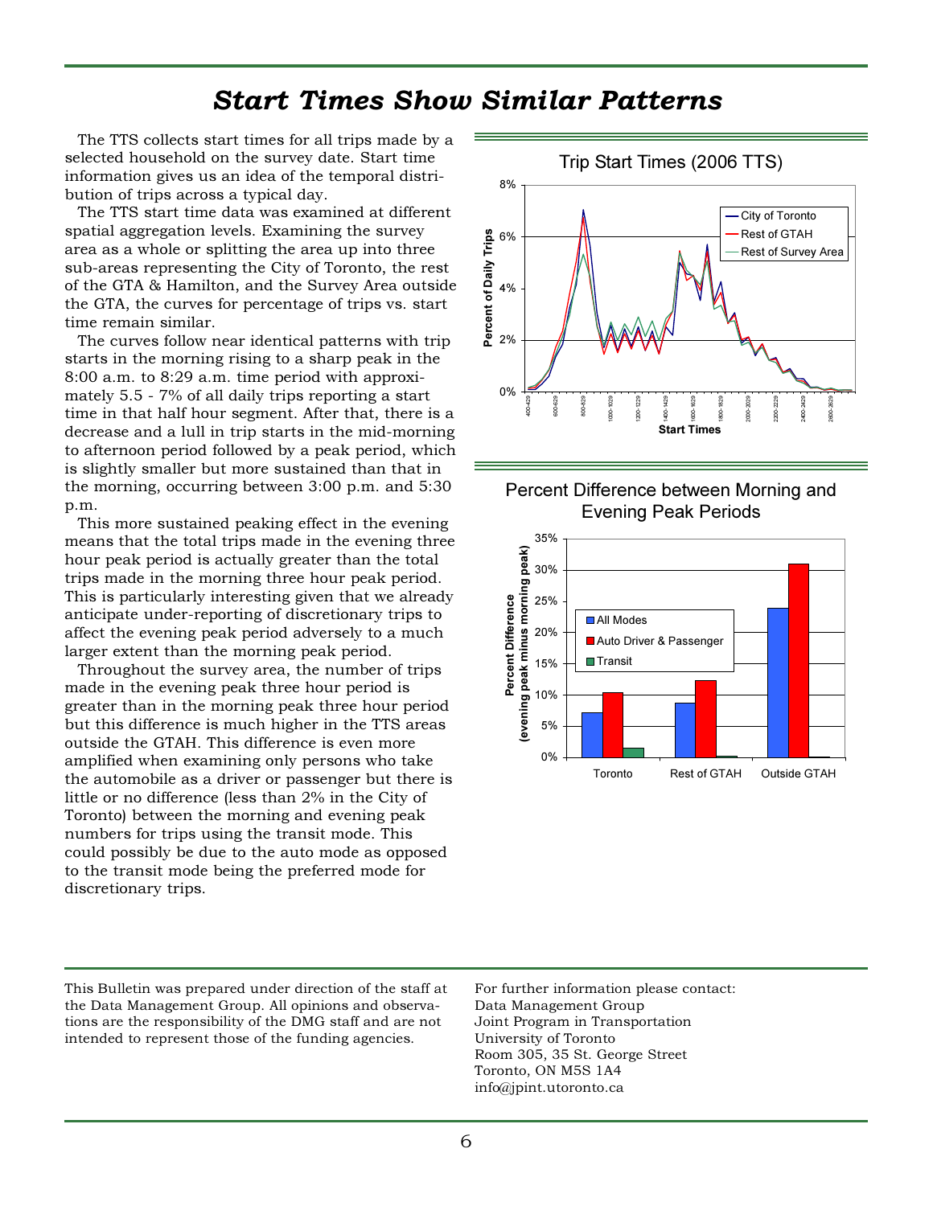# *Start Times Show Similar Patterns*

The TTS collects start times for all trips made by a selected household on the survey date. Start time information gives us an idea of the temporal distribution of trips across a typical day.

The TTS start time data was examined at different spatial aggregation levels. Examining the survey area as a whole or splitting the area up into three sub-areas representing the City of Toronto, the rest of the GTA & Hamilton, and the Survey Area outside the GTA, the curves for percentage of trips vs. start time remain similar.

The curves follow near identical patterns with trip starts in the morning rising to a sharp peak in the 8:00 a.m. to 8:29 a.m. time period with approximately 5.5 - 7% of all daily trips reporting a start time in that half hour segment. After that, there is a decrease and a lull in trip starts in the mid-morning to afternoon period followed by a peak period, which is slightly smaller but more sustained than that in the morning, occurring between 3:00 p.m. and 5:30 p.m.

This more sustained peaking effect in the evening means that the total trips made in the evening three hour peak period is actually greater than the total trips made in the morning three hour peak period. This is particularly interesting given that we already anticipate under-reporting of discretionary trips to affect the evening peak period adversely to a much larger extent than the morning peak period.

Throughout the survey area, the number of trips made in the evening peak three hour period is greater than in the morning peak three hour period but this difference is much higher in the TTS areas outside the GTAH. This difference is even more amplified when examining only persons who take the automobile as a driver or passenger but there is little or no difference (less than 2% in the City of Toronto) between the morning and evening peak numbers for trips using the transit mode. This could possibly be due to the auto mode as opposed to the transit mode being the preferred mode for discretionary trips.

Trip Start Times (2006 TTS)

Percent of Daily Trips

8%
6%
4%
2%
0%

400-429
600-629
800-829
1000-1029
1200-1229
1400-1429
1600-1629
1800-1829
2000-2029
2200-2229
2400-2429
2600-2629

Start Times

City of Toronto
Rest of GTAH
Rest of Survey Area

Percent Difference between Morning and Evening Peak Periods

Percent Difference (evening peak minus morning peak)

35%
30%
25%
20%
15%
10%
5%
0%

All Modes
Auto Driver & Passenger
Transit

Toronto
Rest of GTAH
Outside GTAH

---

This Bulletin was prepared under direction of the staff at the Data Management Group. All opinions and observations are the responsibility of the DMG staff and are not intended to represent those of the funding agencies.

For further information please contact:
Data Management Group
Joint Program in Transportation
University of Toronto
Room 305, 35 St. George Street
Toronto, ON M5S 1A4
info@jpint.utoronto.ca